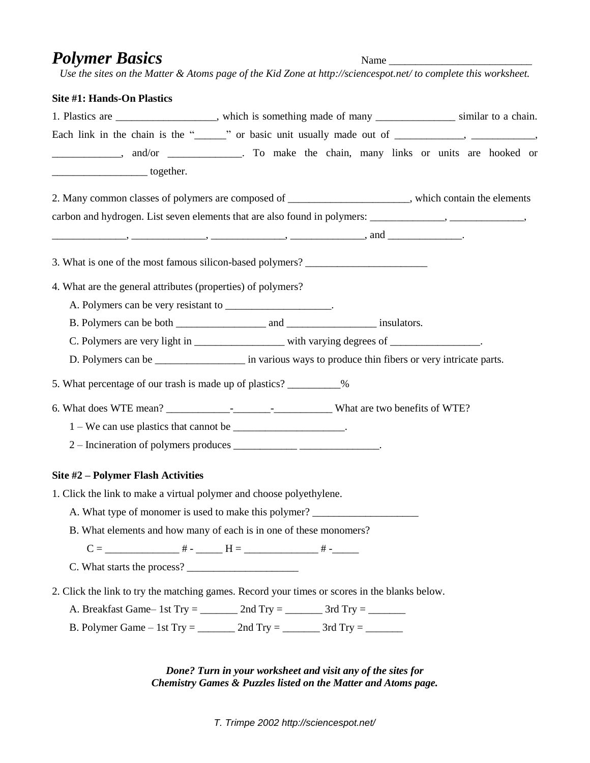# Polymer Basics

Name ___________________________

*Use the sites on the Matter & Atoms page of the Kid Zone at http://sciencespot.net/ to complete this worksheet.*

**Site #1: Hands-On Plastics**

1. Plastics are ___________________, which is something made of many _______________ similar to a chain. Each link in the chain is the "______" or basic unit usually made out of _____________, ____________, _____________, and/or ______________. To make the chain, many links or units are hooked or __________________ together.

2. Many common classes of polymers are composed of _______________________, which contain the elements carbon and hydrogen. List seven elements that are also found in polymers: ______________, ______________, ______________, ______________, ______________, ______________, and ______________.

3. What is one of the most famous silicon-based polymers? ________________________

4. What are the general attributes (properties) of polymers?

   A. Polymers can be very resistant to ____________________.

   B. Polymers can be both _________________ and _________________ insulators.

   C. Polymers are very light in _________________ with varying degrees of _________________.

   D. Polymers can be _________________ in various ways to produce thin fibers or very intricate parts.

5. What percentage of our trash is made up of plastics? __________%

6. What does WTE mean? ____________-_______-___________ What are two benefits of WTE?

   1 – We can use plastics that cannot be _____________________.

   2 – Incineration of polymers produces ____________ _______________.

**Site #2 – Polymer Flash Activities**

1. Click the link to make a virtual polymer and choose polyethylene.

   A. What type of monomer is used to make this polymer? ____________________

   B. What elements and how many of each is in one of these monomers?

      C = ______________ # - _____ H = ______________ # -_____

   C. What starts the process? _____________________

2. Click the link to try the matching games. Record your times or scores in the blanks below.

   A. Breakfast Game– 1st Try = _______ 2nd Try = _______ 3rd Try = _______

   B. Polymer Game – 1st Try = _______ 2nd Try = _______ 3rd Try = _______

***Done? Turn in your worksheet and visit any of the sites for Chemistry Games & Puzzles listed on the Matter and Atoms page.***

*T. Trimpe 2002 http://sciencespot.net/*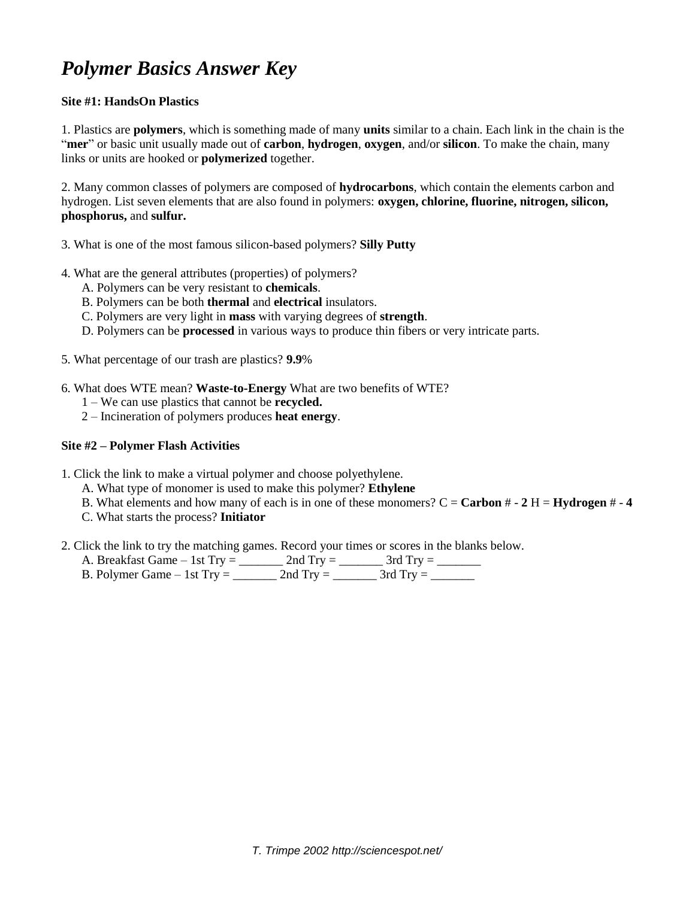# *Polymer Basics Answer Key*

**Site #1: HandsOn Plastics**

1. Plastics are **polymers**, which is something made of many **units** similar to a chain. Each link in the chain is the "**mer**" or basic unit usually made out of **carbon**, **hydrogen**, **oxygen**, and/or **silicon**. To make the chain, many links or units are hooked or **polymerized** together.

2. Many common classes of polymers are composed of **hydrocarbons**, which contain the elements carbon and hydrogen. List seven elements that are also found in polymers: **oxygen, chlorine, fluorine, nitrogen, silicon, phosphorus,** and **sulfur.**

3. What is one of the most famous silicon-based polymers? **Silly Putty**

4. What are the general attributes (properties) of polymers?
   A. Polymers can be very resistant to **chemicals**.
   B. Polymers can be both **thermal** and **electrical** insulators.
   C. Polymers are very light in **mass** with varying degrees of **strength**.
   D. Polymers can be **processed** in various ways to produce thin fibers or very intricate parts.

5. What percentage of our trash are plastics? **9.9**%

6. What does WTE mean? **Waste-to-Energy** What are two benefits of WTE?
   1 – We can use plastics that cannot be **recycled.**
   2 – Incineration of polymers produces **heat energy**.

**Site #2 – Polymer Flash Activities**

1. Click the link to make a virtual polymer and choose polyethylene.
   A. What type of monomer is used to make this polymer? **Ethylene**
   B. What elements and how many of each is in one of these monomers? C = **Carbon** # **- 2** H = **Hydrogen** # **- 4**
   C. What starts the process? **Initiator**

2. Click the link to try the matching games. Record your times or scores in the blanks below.
   A. Breakfast Game – 1st Try = _______ 2nd Try = _______ 3rd Try = _______
   B. Polymer Game – 1st Try = _______ 2nd Try = _______ 3rd Try = _______

*T. Trimpe 2002 http://sciencespot.net/*